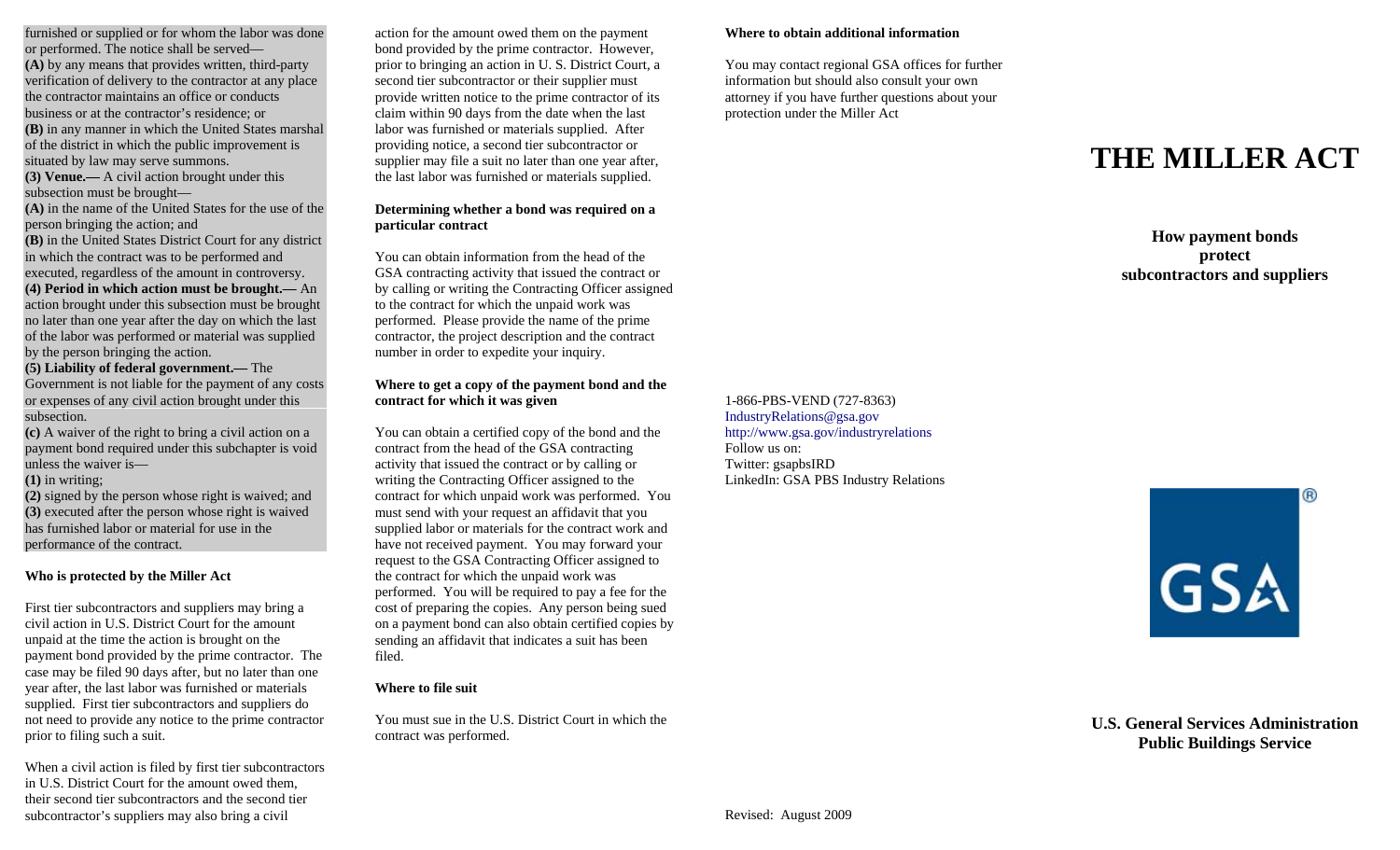furnished or supplied or for whom the labor was done or performed. The notice shall be served—

**(A)** by any means that provides written, third-party verification of delivery to the contractor at any place the contractor maintains an office or conducts business or at the contractor's residence; or

**(B)** in any manner in which the United States marshal of the district in which the public improvement is situated by law may serve summons.

**(3) Venue.—** A civil action brought under this subsection must be brought—

**(A)** in the name of the United States for the use of the person bringing the action; and

**(B)** in the United States District Court for any district in which the contract was to be performed and executed, regardless of the amount in controversy.

**(4) Period in which action must be brought.—** An action brought under this subsection must be brought no later than one year after the day on which the last of the labor was performed or material was supplied by the person bringing the action.

**(5) Liability of federal government.—** The Government is not liable for the payment of any costs or expenses of any civil action brought under this subsection.

**(c)** A waiver of the right to bring a civil action on a payment bond required under this subchapter is void unless the waiver is—

**(1)** in writing;

**(2)** signed by the person whose right is waived; and

**(3)** executed after the person whose right is waived has furnished labor or material for use in the performance of the contract.

### Who is protected by the Miller Act

First tier subcontractors and suppliers may bring a civil action in U.S. District Court for the amount unpaid at the time the action is brought on the payment bond provided by the prime contractor. The case may be filed 90 days after, but no later than one year after, the last labor was furnished or materials supplied. First tier subcontractors and suppliers do not need to provide any notice to the prime contractor prior to filing such a suit.

When a civil action is filed by first tier subcontractors in U.S. District Court for the amount owed them, their second tier subcontractors and the second tier subcontractor's suppliers may also bring a civil action for the amount owed them on the payment bond provided by the prime contractor. However, prior to bringing an action in U. S. District Court, a second tier subcontractor or their supplier must provide written notice to the prime contractor of its claim within 90 days from the date when the last labor was furnished or materials supplied. After providing notice, a second tier subcontractor or supplier may file a suit no later than one year after, the last labor was furnished or materials supplied.

### Determining whether a bond was required on a particular contract

You can obtain information from the head of the GSA contracting activity that issued the contract or by calling or writing the Contracting Officer assigned to the contract for which the unpaid work was performed. Please provide the name of the prime contractor, the project description and the contract number in order to expedite your inquiry.

### Where to get a copy of the payment bond and the contract for which it was given

You can obtain a certified copy of the bond and the contract from the head of the GSA contracting activity that issued the contract or by calling or writing the Contracting Officer assigned to the contract for which unpaid work was performed. You must send with your request an affidavit that you supplied labor or materials for the contract work and have not received payment. You may forward your request to the GSA Contracting Officer assigned to the contract for which the unpaid work was performed. You will be required to pay a fee for the cost of preparing the copies. Any person being sued on a payment bond can also obtain certified copies by sending an affidavit that indicates a suit has been filed.

### Where to file suit

You must sue in the U.S. District Court in which the contract was performed.

### Where to obtain additional information

You may contact regional GSA offices for further information but should also consult your own attorney if you have further questions about your protection under the Miller Act

1-866-PBS-VEND (727-8363)
IndustryRelations@gsa.gov
http://www.gsa.gov/industryrelations
Follow us on:
Twitter: gsapbsIRD
LinkedIn: GSA PBS Industry Relations

Revised: August 2009

# THE MILLER ACT

**How payment bonds protect subcontractors and suppliers**

GSA®

**U.S. General Services Administration**
**Public Buildings Service**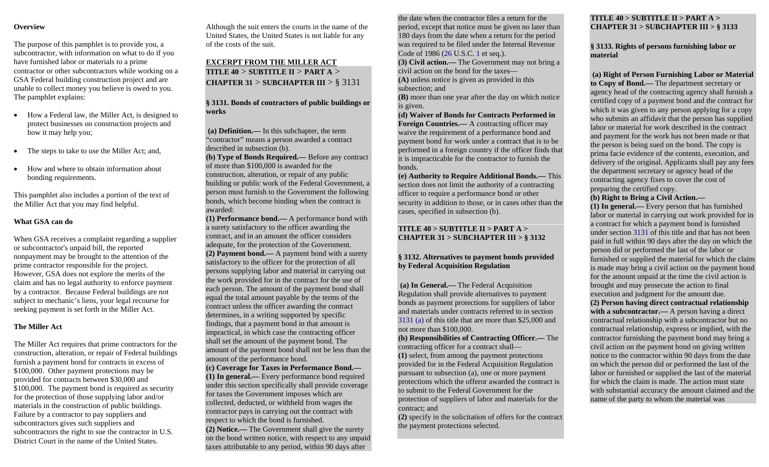**Overview**

The purpose of this pamphlet is to provide you, a subcontractor, with information on what to do if you have furnished labor or materials to a prime contractor or other subcontractors while working on a GSA Federal building construction project and are unable to collect money you believe is owed to you. The pamphlet explains:

- How a Federal law, the Miller Act, is designed to protect businesses on construction projects and how it may help you;
- The steps to take to use the Miller Act; and,
- How and where to obtain information about bonding requirements.

This pamphlet also includes a portion of the text of the Miller Act that you may find helpful.

**What GSA can do**

When GSA receives a complaint regarding a supplier or subcontractor's unpaid bill, the reported nonpayment may be brought to the attention of the prime contractor responsible for the project. However, GSA does not explore the merits of the claim and has no legal authority to enforce payment by a contractor. Because Federal buildings are not subject to mechanic's liens, your legal recourse for seeking payment is set forth in the Miller Act.

**The Miller Act**

The Miller Act requires that prime contractors for the construction, alteration, or repair of Federal buildings furnish a payment bond for contracts in excess of $100,000. Other payment protections may be provided for contracts between $30,000 and $100,000. The payment bond is required as security for the protection of those supplying labor and/or materials in the construction of public buildings. Failure by a contractor to pay suppliers and subcontractors gives such suppliers and subcontractors the right to sue the contractor in U.S. District Court in the name of the United States.

Although the suit enters the courts in the name of the United States, the United States is not liable for any of the costs of the suit.

**EXCERPT FROM THE MILLER ACT**

**TITLE 40 > SUBTITLE II > PART A > CHAPTER 31 > SUBCHAPTER III > § 3131**

**§ 3131. Bonds of contractors of public buildings or works**

**(a) Definition.—** In this subchapter, the term "contractor" means a person awarded a contract described in subsection (b).

**(b) Type of Bonds Required.—** Before any contract of more than $100,000 is awarded for the construction, alteration, or repair of any public building or public work of the Federal Government, a person must furnish to the Government the following bonds, which become binding when the contract is awarded:

**(1) Performance bond.—** A performance bond with a surety satisfactory to the officer awarding the contract, and in an amount the officer considers adequate, for the protection of the Government.

**(2) Payment bond.—** A payment bond with a surety satisfactory to the officer for the protection of all persons supplying labor and material in carrying out the work provided for in the contract for the use of each person. The amount of the payment bond shall equal the total amount payable by the terms of the contract unless the officer awarding the contract determines, in a writing supported by specific findings, that a payment bond in that amount is impractical, in which case the contracting officer shall set the amount of the payment bond. The amount of the payment bond shall not be less than the amount of the performance bond.

**(c) Coverage for Taxes in Performance Bond.—**

**(1) In general.—** Every performance bond required under this section specifically shall provide coverage for taxes the Government imposes which are collected, deducted, or withheld from wages the contractor pays in carrying out the contract with respect to which the bond is furnished.

**(2) Notice.—** The Government shall give the surety on the bond written notice, with respect to any unpaid taxes attributable to any period, within 90 days after the date when the contractor files a return for the period, except that notice must be given no later than 180 days from the date when a return for the period was required to be filed under the Internal Revenue Code of 1986 (26 U.S.C. 1 et seq.).

**(3) Civil action.—** The Government may not bring a civil action on the bond for the taxes—

**(A)** unless notice is given as provided in this subsection; and

**(B)** more than one year after the day on which notice is given.

**(d) Waiver of Bonds for Contracts Performed in Foreign Countries.—** A contracting officer may waive the requirement of a performance bond and payment bond for work under a contract that is to be performed in a foreign country if the officer finds that it is impracticable for the contractor to furnish the bonds.

**(e) Authority to Require Additional Bonds.—** This section does not limit the authority of a contracting officer to require a performance bond or other security in addition to those, or in cases other than the cases, specified in subsection (b).

**TITLE 40 > SUBTITLE II > PART A > CHAPTER 31 > SUBCHAPTER III > § 3132**

**§ 3132. Alternatives to payment bonds provided by Federal Acquisition Regulation**

**(a) In General.—** The Federal Acquisition Regulation shall provide alternatives to payment bonds as payment protections for suppliers of labor and materials under contracts referred to in section 3131 (a) of this title that are more than $25,000 and not more than $100,000.

**(b) Responsibilities of Contracting Officer.—** The contracting officer for a contract shall—

**(1)** select, from among the payment protections provided for in the Federal Acquisition Regulation pursuant to subsection (a), one or more payment protections which the offeror awarded the contract is to submit to the Federal Government for the protection of suppliers of labor and materials for the contract; and

**(2)** specify in the solicitation of offers for the contract the payment protections selected.

**TITLE 40 > SUBTITLE II > PART A > CHAPTER 31 > SUBCHAPTER III > § 3133**

**§ 3133. Rights of persons furnishing labor or material**

**(a) Right of Person Furnishing Labor or Material to Copy of Bond.—** The department secretary or agency head of the contracting agency shall furnish a certified copy of a payment bond and the contract for which it was given to any person applying for a copy who submits an affidavit that the person has supplied labor or material for work described in the contract and payment for the work has not been made or that the person is being sued on the bond. The copy is prima facie evidence of the contents, execution, and delivery of the original. Applicants shall pay any fees the department secretary or agency head of the contracting agency fixes to cover the cost of preparing the certified copy.

**(b) Right to Bring a Civil Action.—**

**(1) In general.—** Every person that has furnished labor or material in carrying out work provided for in a contract for which a payment bond is furnished under section 3131 of this title and that has not been paid in full within 90 days after the day on which the person did or performed the last of the labor or furnished or supplied the material for which the claim is made may bring a civil action on the payment bond for the amount unpaid at the time the civil action is brought and may prosecute the action to final execution and judgment for the amount due.

**(2) Person having direct contractual relationship with a subcontractor.—** A person having a direct contractual relationship with a subcontractor but no contractual relationship, express or implied, with the contractor furnishing the payment bond may bring a civil action on the payment bond on giving written notice to the contractor within 90 days from the date on which the person did or performed the last of the labor or furnished or supplied the last of the material for which the claim is made. The action must state with substantial accuracy the amount claimed and the name of the party to whom the material was